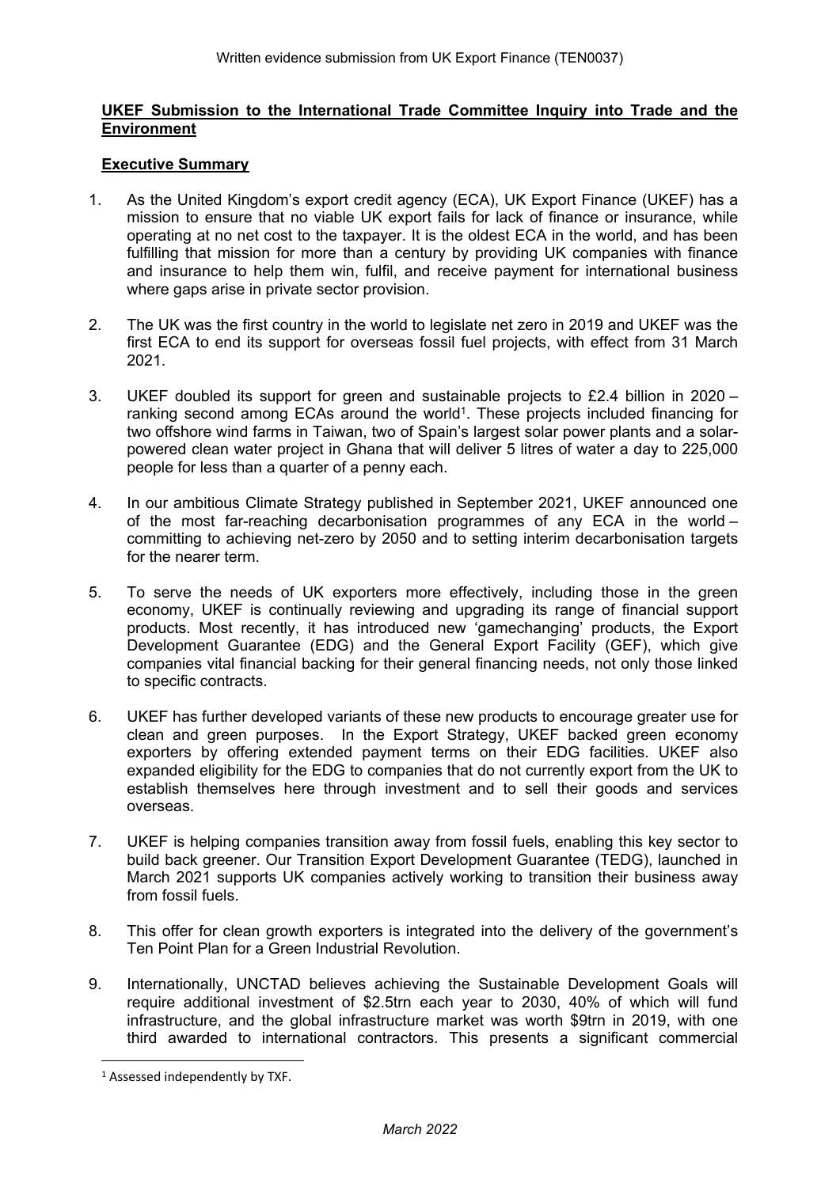Written evidence submission from UK Export Finance (TEN0037)

**UKEF Submission to the International Trade Committee Inquiry into Trade and the Environment**

**Executive Summary**

1. As the United Kingdom's export credit agency (ECA), UK Export Finance (UKEF) has a mission to ensure that no viable UK export fails for lack of finance or insurance, while operating at no net cost to the taxpayer. It is the oldest ECA in the world, and has been fulfilling that mission for more than a century by providing UK companies with finance and insurance to help them win, fulfil, and receive payment for international business where gaps arise in private sector provision.

2. The UK was the first country in the world to legislate net zero in 2019 and UKEF was the first ECA to end its support for overseas fossil fuel projects, with effect from 31 March 2021.

3. UKEF doubled its support for green and sustainable projects to £2.4 billion in 2020 – ranking second among ECAs around the world[1]. These projects included financing for two offshore wind farms in Taiwan, two of Spain's largest solar power plants and a solar-powered clean water project in Ghana that will deliver 5 litres of water a day to 225,000 people for less than a quarter of a penny each.

4. In our ambitious Climate Strategy published in September 2021, UKEF announced one of the most far-reaching decarbonisation programmes of any ECA in the world – committing to achieving net-zero by 2050 and to setting interim decarbonisation targets for the nearer term.

5. To serve the needs of UK exporters more effectively, including those in the green economy, UKEF is continually reviewing and upgrading its range of financial support products. Most recently, it has introduced new 'gamechanging' products, the Export Development Guarantee (EDG) and the General Export Facility (GEF), which give companies vital financial backing for their general financing needs, not only those linked to specific contracts.

6. UKEF has further developed variants of these new products to encourage greater use for clean and green purposes. In the Export Strategy, UKEF backed green economy exporters by offering extended payment terms on their EDG facilities. UKEF also expanded eligibility for the EDG to companies that do not currently export from the UK to establish themselves here through investment and to sell their goods and services overseas.

7. UKEF is helping companies transition away from fossil fuels, enabling this key sector to build back greener. Our Transition Export Development Guarantee (TEDG), launched in March 2021 supports UK companies actively working to transition their business away from fossil fuels.

8. This offer for clean growth exporters is integrated into the delivery of the government's Ten Point Plan for a Green Industrial Revolution.

9. Internationally, UNCTAD believes achieving the Sustainable Development Goals will require additional investment of $2.5trn each year to 2030, 40% of which will fund infrastructure, and the global infrastructure market was worth $9trn in 2019, with one third awarded to international contractors. This presents a significant commercial

[1] Assessed independently by TXF.

*March 2022*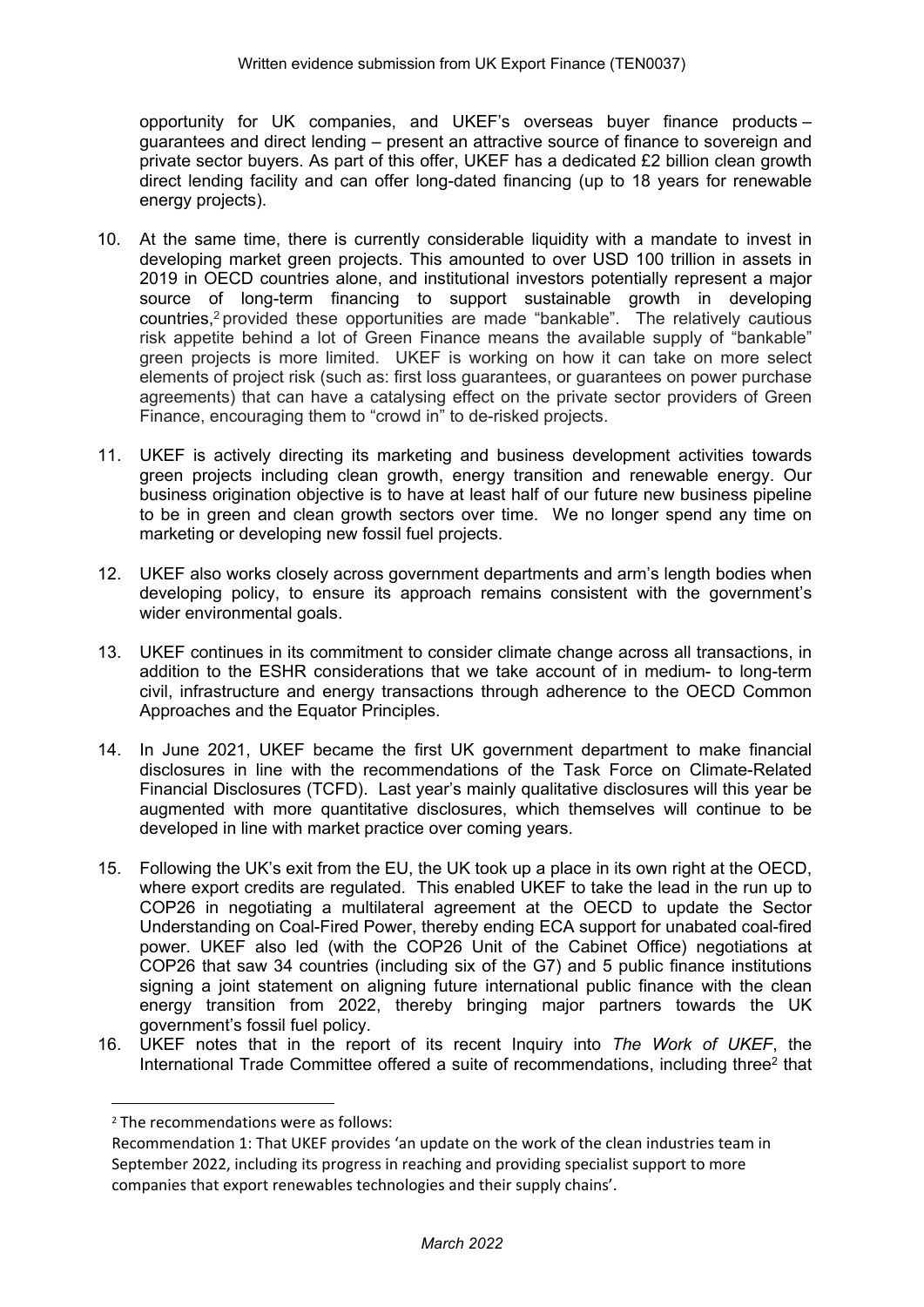opportunity for UK companies, and UKEF's overseas buyer finance products – guarantees and direct lending – present an attractive source of finance to sovereign and private sector buyers. As part of this offer, UKEF has a dedicated £2 billion clean growth direct lending facility and can offer long-dated financing (up to 18 years for renewable energy projects).

10. At the same time, there is currently considerable liquidity with a mandate to invest in developing market green projects. This amounted to over USD 100 trillion in assets in 2019 in OECD countries alone, and institutional investors potentially represent a major source of long-term financing to support sustainable growth in developing countries,[2] provided these opportunities are made "bankable". The relatively cautious risk appetite behind a lot of Green Finance means the available supply of "bankable" green projects is more limited. UKEF is working on how it can take on more select elements of project risk (such as: first loss guarantees, or guarantees on power purchase agreements) that can have a catalysing effect on the private sector providers of Green Finance, encouraging them to "crowd in" to de-risked projects.

11. UKEF is actively directing its marketing and business development activities towards green projects including clean growth, energy transition and renewable energy. Our business origination objective is to have at least half of our future new business pipeline to be in green and clean growth sectors over time. We no longer spend any time on marketing or developing new fossil fuel projects.

12. UKEF also works closely across government departments and arm's length bodies when developing policy, to ensure its approach remains consistent with the government's wider environmental goals.

13. UKEF continues in its commitment to consider climate change across all transactions, in addition to the ESHR considerations that we take account of in medium- to long-term civil, infrastructure and energy transactions through adherence to the OECD Common Approaches and the Equator Principles.

14. In June 2021, UKEF became the first UK government department to make financial disclosures in line with the recommendations of the Task Force on Climate-Related Financial Disclosures (TCFD). Last year's mainly qualitative disclosures will this year be augmented with more quantitative disclosures, which themselves will continue to be developed in line with market practice over coming years.

15. Following the UK's exit from the EU, the UK took up a place in its own right at the OECD, where export credits are regulated. This enabled UKEF to take the lead in the run up to COP26 in negotiating a multilateral agreement at the OECD to update the Sector Understanding on Coal-Fired Power, thereby ending ECA support for unabated coal-fired power. UKEF also led (with the COP26 Unit of the Cabinet Office) negotiations at COP26 that saw 34 countries (including six of the G7) and 5 public finance institutions signing a joint statement on aligning future international public finance with the clean energy transition from 2022, thereby bringing major partners towards the UK government's fossil fuel policy.

16. UKEF notes that in the report of its recent Inquiry into *The Work of UKEF*, the International Trade Committee offered a suite of recommendations, including three[2] that

---

[2] The recommendations were as follows:

Recommendation 1: That UKEF provides 'an update on the work of the clean industries team in September 2022, including its progress in reaching and providing specialist support to more companies that export renewables technologies and their supply chains'.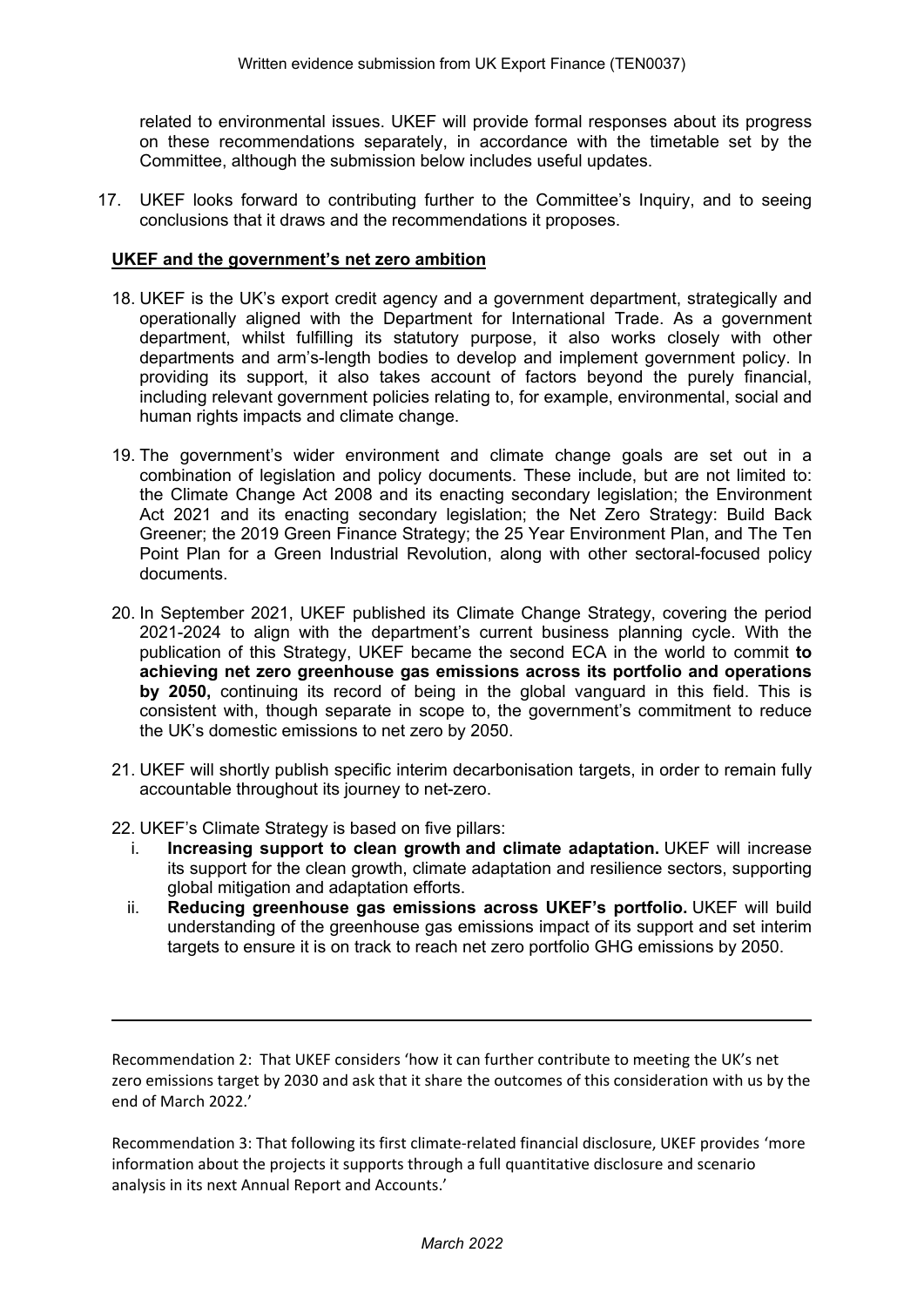related to environmental issues. UKEF will provide formal responses about its progress on these recommendations separately, in accordance with the timetable set by the Committee, although the submission below includes useful updates.

17. UKEF looks forward to contributing further to the Committee's Inquiry, and to seeing conclusions that it draws and the recommendations it proposes.

**UKEF and the government's net zero ambition**

18. UKEF is the UK's export credit agency and a government department, strategically and operationally aligned with the Department for International Trade. As a government department, whilst fulfilling its statutory purpose, it also works closely with other departments and arm's-length bodies to develop and implement government policy. In providing its support, it also takes account of factors beyond the purely financial, including relevant government policies relating to, for example, environmental, social and human rights impacts and climate change.

19. The government's wider environment and climate change goals are set out in a combination of legislation and policy documents. These include, but are not limited to: the Climate Change Act 2008 and its enacting secondary legislation; the Environment Act 2021 and its enacting secondary legislation; the Net Zero Strategy: Build Back Greener; the 2019 Green Finance Strategy; the 25 Year Environment Plan, and The Ten Point Plan for a Green Industrial Revolution, along with other sectoral-focused policy documents.

20. In September 2021, UKEF published its Climate Change Strategy, covering the period 2021-2024 to align with the department's current business planning cycle. With the publication of this Strategy, UKEF became the second ECA in the world to commit **to achieving net zero greenhouse gas emissions across its portfolio and operations by 2050,** continuing its record of being in the global vanguard in this field. This is consistent with, though separate in scope to, the government's commitment to reduce the UK's domestic emissions to net zero by 2050.

21. UKEF will shortly publish specific interim decarbonisation targets, in order to remain fully accountable throughout its journey to net-zero.

22. UKEF's Climate Strategy is based on five pillars:
    i. **Increasing support to clean growth and climate adaptation.** UKEF will increase its support for the clean growth, climate adaptation and resilience sectors, supporting global mitigation and adaptation efforts.
    ii. **Reducing greenhouse gas emissions across UKEF's portfolio.** UKEF will build understanding of the greenhouse gas emissions impact of its support and set interim targets to ensure it is on track to reach net zero portfolio GHG emissions by 2050.

---

Recommendation 2: That UKEF considers 'how it can further contribute to meeting the UK's net zero emissions target by 2030 and ask that it share the outcomes of this consideration with us by the end of March 2022.'

Recommendation 3: That following its first climate-related financial disclosure, UKEF provides 'more information about the projects it supports through a full quantitative disclosure and scenario analysis in its next Annual Report and Accounts.'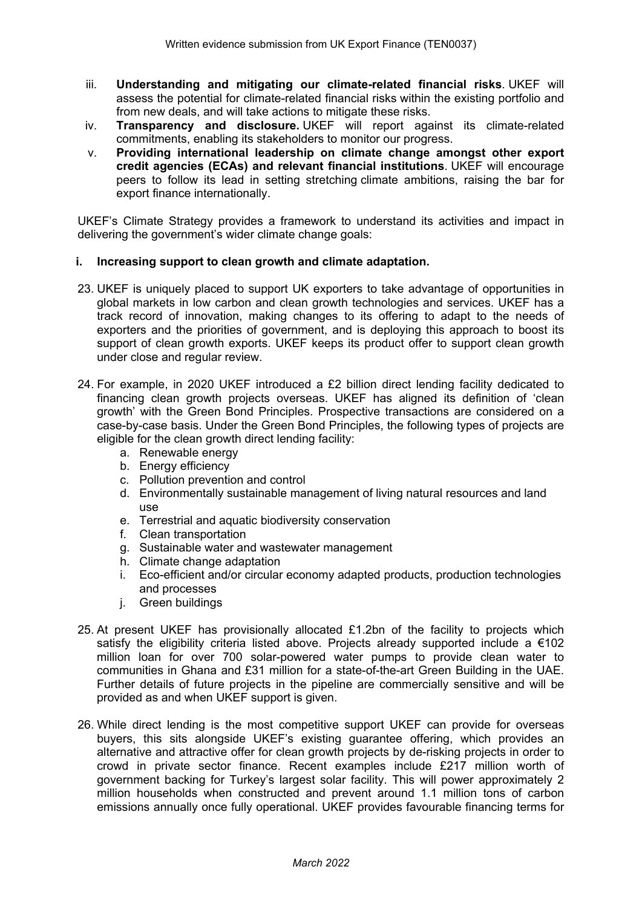iii. **Understanding and mitigating our climate-related financial risks**. UKEF will assess the potential for climate-related financial risks within the existing portfolio and from new deals, and will take actions to mitigate these risks.

iv. **Transparency and disclosure.** UKEF will report against its climate-related commitments, enabling its stakeholders to monitor our progress.

v. **Providing international leadership on climate change amongst other export credit agencies (ECAs) and relevant financial institutions**. UKEF will encourage peers to follow its lead in setting stretching climate ambitions, raising the bar for export finance internationally.

UKEF's Climate Strategy provides a framework to understand its activities and impact in delivering the government's wider climate change goals:

**i. Increasing support to clean growth and climate adaptation.**

23. UKEF is uniquely placed to support UK exporters to take advantage of opportunities in global markets in low carbon and clean growth technologies and services. UKEF has a track record of innovation, making changes to its offering to adapt to the needs of exporters and the priorities of government, and is deploying this approach to boost its support of clean growth exports. UKEF keeps its product offer to support clean growth under close and regular review.

24. For example, in 2020 UKEF introduced a £2 billion direct lending facility dedicated to financing clean growth projects overseas. UKEF has aligned its definition of 'clean growth' with the Green Bond Principles. Prospective transactions are considered on a case-by-case basis. Under the Green Bond Principles, the following types of projects are eligible for the clean growth direct lending facility:
    a. Renewable energy
    b. Energy efficiency
    c. Pollution prevention and control
    d. Environmentally sustainable management of living natural resources and land use
    e. Terrestrial and aquatic biodiversity conservation
    f. Clean transportation
    g. Sustainable water and wastewater management
    h. Climate change adaptation
    i. Eco-efficient and/or circular economy adapted products, production technologies and processes
    j. Green buildings

25. At present UKEF has provisionally allocated £1.2bn of the facility to projects which satisfy the eligibility criteria listed above. Projects already supported include a €102 million loan for over 700 solar-powered water pumps to provide clean water to communities in Ghana and £31 million for a state-of-the-art Green Building in the UAE. Further details of future projects in the pipeline are commercially sensitive and will be provided as and when UKEF support is given.

26. While direct lending is the most competitive support UKEF can provide for overseas buyers, this sits alongside UKEF's existing guarantee offering, which provides an alternative and attractive offer for clean growth projects by de-risking projects in order to crowd in private sector finance. Recent examples include £217 million worth of government backing for Turkey's largest solar facility. This will power approximately 2 million households when constructed and prevent around 1.1 million tons of carbon emissions annually once fully operational. UKEF provides favourable financing terms for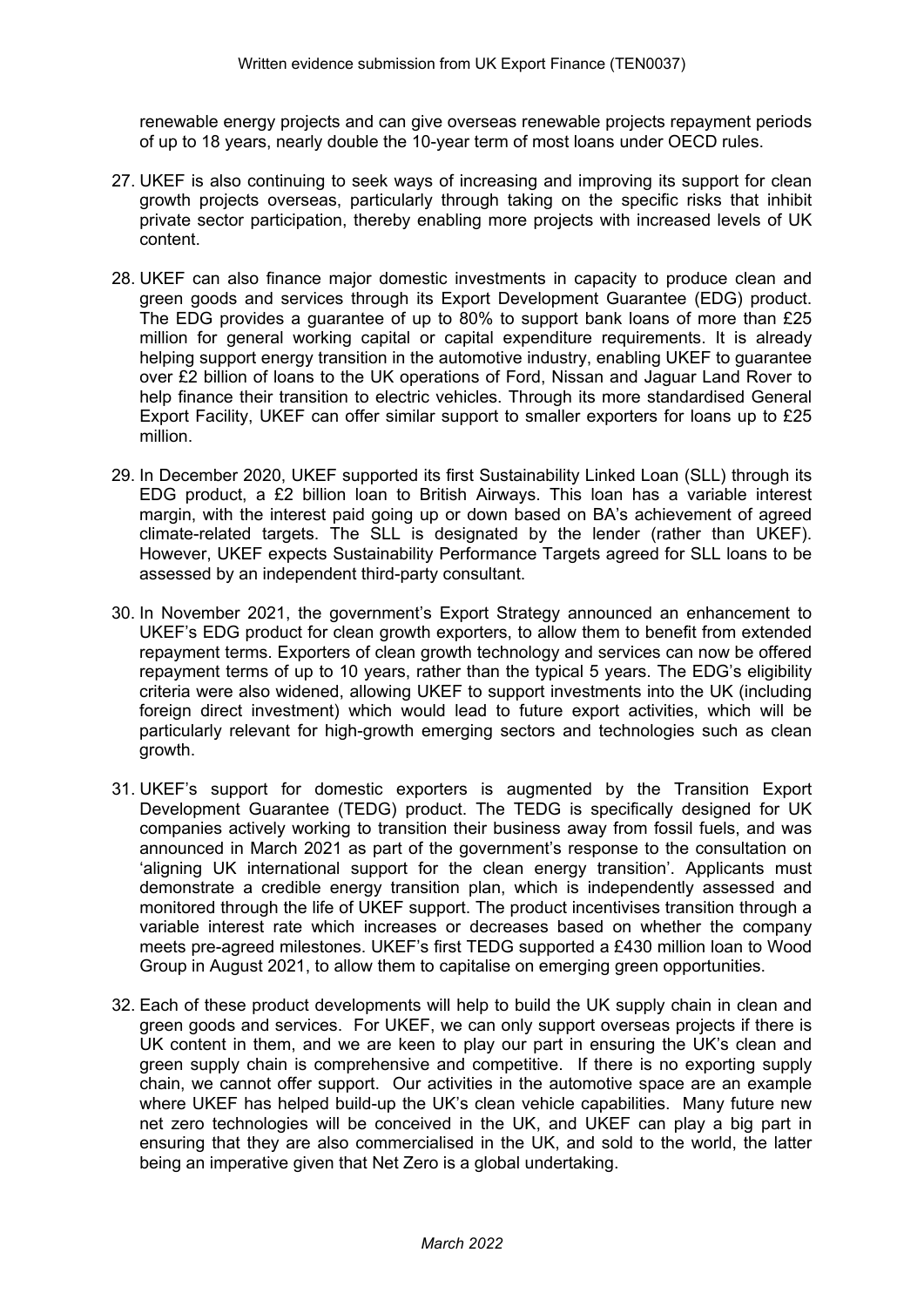renewable energy projects and can give overseas renewable projects repayment periods of up to 18 years, nearly double the 10-year term of most loans under OECD rules.

27. UKEF is also continuing to seek ways of increasing and improving its support for clean growth projects overseas, particularly through taking on the specific risks that inhibit private sector participation, thereby enabling more projects with increased levels of UK content.

28. UKEF can also finance major domestic investments in capacity to produce clean and green goods and services through its Export Development Guarantee (EDG) product. The EDG provides a guarantee of up to 80% to support bank loans of more than £25 million for general working capital or capital expenditure requirements. It is already helping support energy transition in the automotive industry, enabling UKEF to guarantee over £2 billion of loans to the UK operations of Ford, Nissan and Jaguar Land Rover to help finance their transition to electric vehicles. Through its more standardised General Export Facility, UKEF can offer similar support to smaller exporters for loans up to £25 million.

29. In December 2020, UKEF supported its first Sustainability Linked Loan (SLL) through its EDG product, a £2 billion loan to British Airways. This loan has a variable interest margin, with the interest paid going up or down based on BA's achievement of agreed climate-related targets. The SLL is designated by the lender (rather than UKEF). However, UKEF expects Sustainability Performance Targets agreed for SLL loans to be assessed by an independent third-party consultant.

30. In November 2021, the government's Export Strategy announced an enhancement to UKEF's EDG product for clean growth exporters, to allow them to benefit from extended repayment terms. Exporters of clean growth technology and services can now be offered repayment terms of up to 10 years, rather than the typical 5 years. The EDG's eligibility criteria were also widened, allowing UKEF to support investments into the UK (including foreign direct investment) which would lead to future export activities, which will be particularly relevant for high-growth emerging sectors and technologies such as clean growth.

31. UKEF's support for domestic exporters is augmented by the Transition Export Development Guarantee (TEDG) product. The TEDG is specifically designed for UK companies actively working to transition their business away from fossil fuels, and was announced in March 2021 as part of the government's response to the consultation on 'aligning UK international support for the clean energy transition'. Applicants must demonstrate a credible energy transition plan, which is independently assessed and monitored through the life of UKEF support. The product incentivises transition through a variable interest rate which increases or decreases based on whether the company meets pre-agreed milestones. UKEF's first TEDG supported a £430 million loan to Wood Group in August 2021, to allow them to capitalise on emerging green opportunities.

32. Each of these product developments will help to build the UK supply chain in clean and green goods and services. For UKEF, we can only support overseas projects if there is UK content in them, and we are keen to play our part in ensuring the UK's clean and green supply chain is comprehensive and competitive. If there is no exporting supply chain, we cannot offer support. Our activities in the automotive space are an example where UKEF has helped build-up the UK's clean vehicle capabilities. Many future new net zero technologies will be conceived in the UK, and UKEF can play a big part in ensuring that they are also commercialised in the UK, and sold to the world, the latter being an imperative given that Net Zero is a global undertaking.

*March 2022*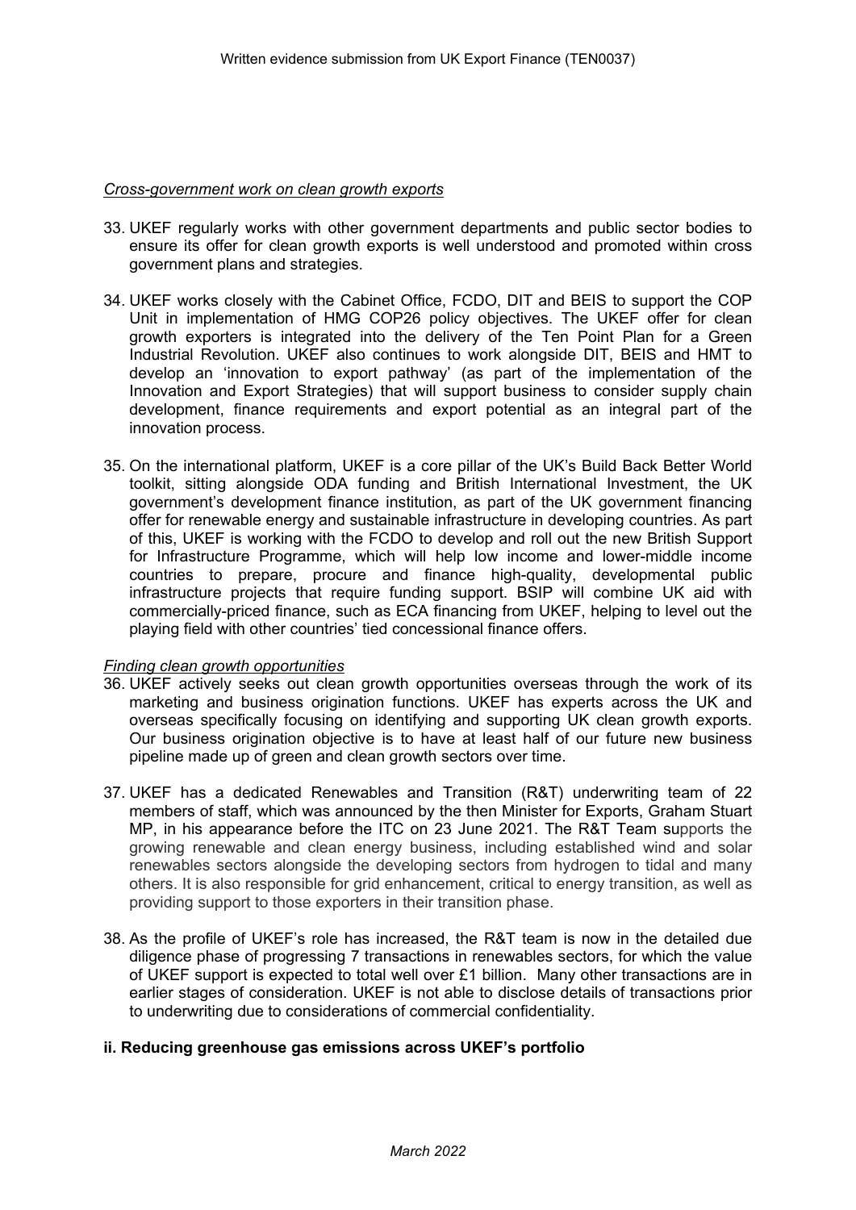*Cross-government work on clean growth exports*

33. UKEF regularly works with other government departments and public sector bodies to ensure its offer for clean growth exports is well understood and promoted within cross government plans and strategies.

34. UKEF works closely with the Cabinet Office, FCDO, DIT and BEIS to support the COP Unit in implementation of HMG COP26 policy objectives. The UKEF offer for clean growth exporters is integrated into the delivery of the Ten Point Plan for a Green Industrial Revolution. UKEF also continues to work alongside DIT, BEIS and HMT to develop an 'innovation to export pathway' (as part of the implementation of the Innovation and Export Strategies) that will support business to consider supply chain development, finance requirements and export potential as an integral part of the innovation process.

35. On the international platform, UKEF is a core pillar of the UK's Build Back Better World toolkit, sitting alongside ODA funding and British International Investment, the UK government's development finance institution, as part of the UK government financing offer for renewable energy and sustainable infrastructure in developing countries. As part of this, UKEF is working with the FCDO to develop and roll out the new British Support for Infrastructure Programme, which will help low income and lower-middle income countries to prepare, procure and finance high-quality, developmental public infrastructure projects that require funding support. BSIP will combine UK aid with commercially-priced finance, such as ECA financing from UKEF, helping to level out the playing field with other countries' tied concessional finance offers.

*Finding clean growth opportunities*

36. UKEF actively seeks out clean growth opportunities overseas through the work of its marketing and business origination functions. UKEF has experts across the UK and overseas specifically focusing on identifying and supporting UK clean growth exports. Our business origination objective is to have at least half of our future new business pipeline made up of green and clean growth sectors over time.

37. UKEF has a dedicated Renewables and Transition (R&T) underwriting team of 22 members of staff, which was announced by the then Minister for Exports, Graham Stuart MP, in his appearance before the ITC on 23 June 2021. The R&T Team supports the growing renewable and clean energy business, including established wind and solar renewables sectors alongside the developing sectors from hydrogen to tidal and many others. It is also responsible for grid enhancement, critical to energy transition, as well as providing support to those exporters in their transition phase.

38. As the profile of UKEF's role has increased, the R&T team is now in the detailed due diligence phase of progressing 7 transactions in renewables sectors, for which the value of UKEF support is expected to total well over £1 billion. Many other transactions are in earlier stages of consideration. UKEF is not able to disclose details of transactions prior to underwriting due to considerations of commercial confidentiality.

**ii. Reducing greenhouse gas emissions across UKEF's portfolio**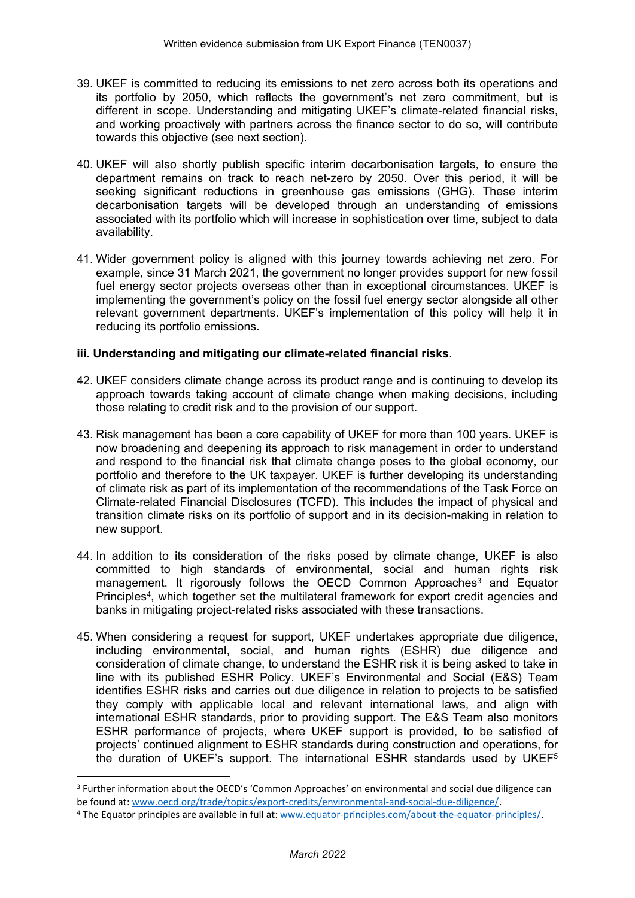39. UKEF is committed to reducing its emissions to net zero across both its operations and its portfolio by 2050, which reflects the government's net zero commitment, but is different in scope. Understanding and mitigating UKEF's climate-related financial risks, and working proactively with partners across the finance sector to do so, will contribute towards this objective (see next section).

40. UKEF will also shortly publish specific interim decarbonisation targets, to ensure the department remains on track to reach net-zero by 2050. Over this period, it will be seeking significant reductions in greenhouse gas emissions (GHG). These interim decarbonisation targets will be developed through an understanding of emissions associated with its portfolio which will increase in sophistication over time, subject to data availability.

41. Wider government policy is aligned with this journey towards achieving net zero. For example, since 31 March 2021, the government no longer provides support for new fossil fuel energy sector projects overseas other than in exceptional circumstances. UKEF is implementing the government's policy on the fossil fuel energy sector alongside all other relevant government departments. UKEF's implementation of this policy will help it in reducing its portfolio emissions.

**iii. Understanding and mitigating our climate-related financial risks**.

42. UKEF considers climate change across its product range and is continuing to develop its approach towards taking account of climate change when making decisions, including those relating to credit risk and to the provision of our support.

43. Risk management has been a core capability of UKEF for more than 100 years. UKEF is now broadening and deepening its approach to risk management in order to understand and respond to the financial risk that climate change poses to the global economy, our portfolio and therefore to the UK taxpayer. UKEF is further developing its understanding of climate risk as part of its implementation of the recommendations of the Task Force on Climate-related Financial Disclosures (TCFD). This includes the impact of physical and transition climate risks on its portfolio of support and in its decision-making in relation to new support.

44. In addition to its consideration of the risks posed by climate change, UKEF is also committed to high standards of environmental, social and human rights risk management. It rigorously follows the OECD Common Approaches[3] and Equator Principles[4], which together set the multilateral framework for export credit agencies and banks in mitigating project-related risks associated with these transactions.

45. When considering a request for support, UKEF undertakes appropriate due diligence, including environmental, social, and human rights (ESHR) due diligence and consideration of climate change, to understand the ESHR risk it is being asked to take in line with its published ESHR Policy. UKEF's Environmental and Social (E&S) Team identifies ESHR risks and carries out due diligence in relation to projects to be satisfied they comply with applicable local and relevant international laws, and align with international ESHR standards, prior to providing support. The E&S Team also monitors ESHR performance of projects, where UKEF support is provided, to be satisfied of projects' continued alignment to ESHR standards during construction and operations, for the duration of UKEF's support. The international ESHR standards used by UKEF[5]

---

[3] Further information about the OECD's 'Common Approaches' on environmental and social due diligence can be found at: www.oecd.org/trade/topics/export-credits/environmental-and-social-due-diligence/.

[4] The Equator principles are available in full at: www.equator-principles.com/about-the-equator-principles/.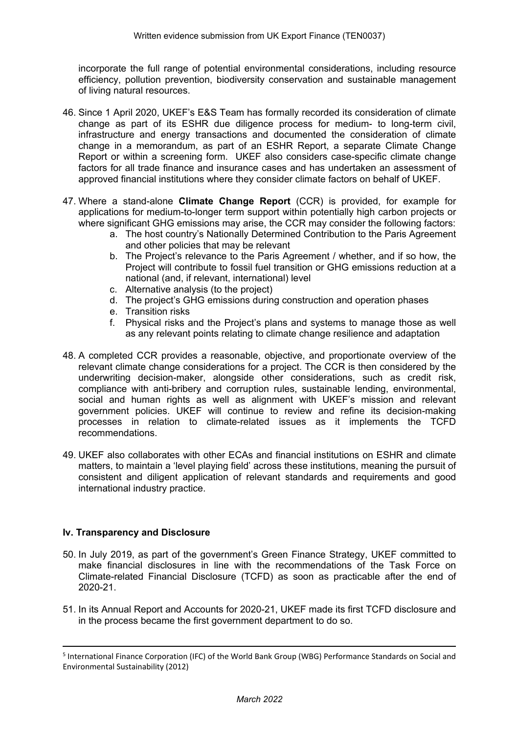incorporate the full range of potential environmental considerations, including resource efficiency, pollution prevention, biodiversity conservation and sustainable management of living natural resources.

46. Since 1 April 2020, UKEF's E&S Team has formally recorded its consideration of climate change as part of its ESHR due diligence process for medium- to long-term civil, infrastructure and energy transactions and documented the consideration of climate change in a memorandum, as part of an ESHR Report, a separate Climate Change Report or within a screening form. UKEF also considers case-specific climate change factors for all trade finance and insurance cases and has undertaken an assessment of approved financial institutions where they consider climate factors on behalf of UKEF.

47. Where a stand-alone **Climate Change Report** (CCR) is provided, for example for applications for medium-to-longer term support within potentially high carbon projects or where significant GHG emissions may arise, the CCR may consider the following factors:
    a. The host country's Nationally Determined Contribution to the Paris Agreement and other policies that may be relevant
    b. The Project's relevance to the Paris Agreement / whether, and if so how, the Project will contribute to fossil fuel transition or GHG emissions reduction at a national (and, if relevant, international) level
    c. Alternative analysis (to the project)
    d. The project's GHG emissions during construction and operation phases
    e. Transition risks
    f. Physical risks and the Project's plans and systems to manage those as well as any relevant points relating to climate change resilience and adaptation

48. A completed CCR provides a reasonable, objective, and proportionate overview of the relevant climate change considerations for a project. The CCR is then considered by the underwriting decision-maker, alongside other considerations, such as credit risk, compliance with anti-bribery and corruption rules, sustainable lending, environmental, social and human rights as well as alignment with UKEF's mission and relevant government policies. UKEF will continue to review and refine its decision-making processes in relation to climate-related issues as it implements the TCFD recommendations.

49. UKEF also collaborates with other ECAs and financial institutions on ESHR and climate matters, to maintain a 'level playing field' across these institutions, meaning the pursuit of consistent and diligent application of relevant standards and requirements and good international industry practice.

### Iv. Transparency and Disclosure

50. In July 2019, as part of the government's Green Finance Strategy, UKEF committed to make financial disclosures in line with the recommendations of the Task Force on Climate-related Financial Disclosure (TCFD) as soon as practicable after the end of 2020-21.

51. In its Annual Report and Accounts for 2020-21, UKEF made its first TCFD disclosure and in the process became the first government department to do so.

---

[5] International Finance Corporation (IFC) of the World Bank Group (WBG) Performance Standards on Social and Environmental Sustainability (2012)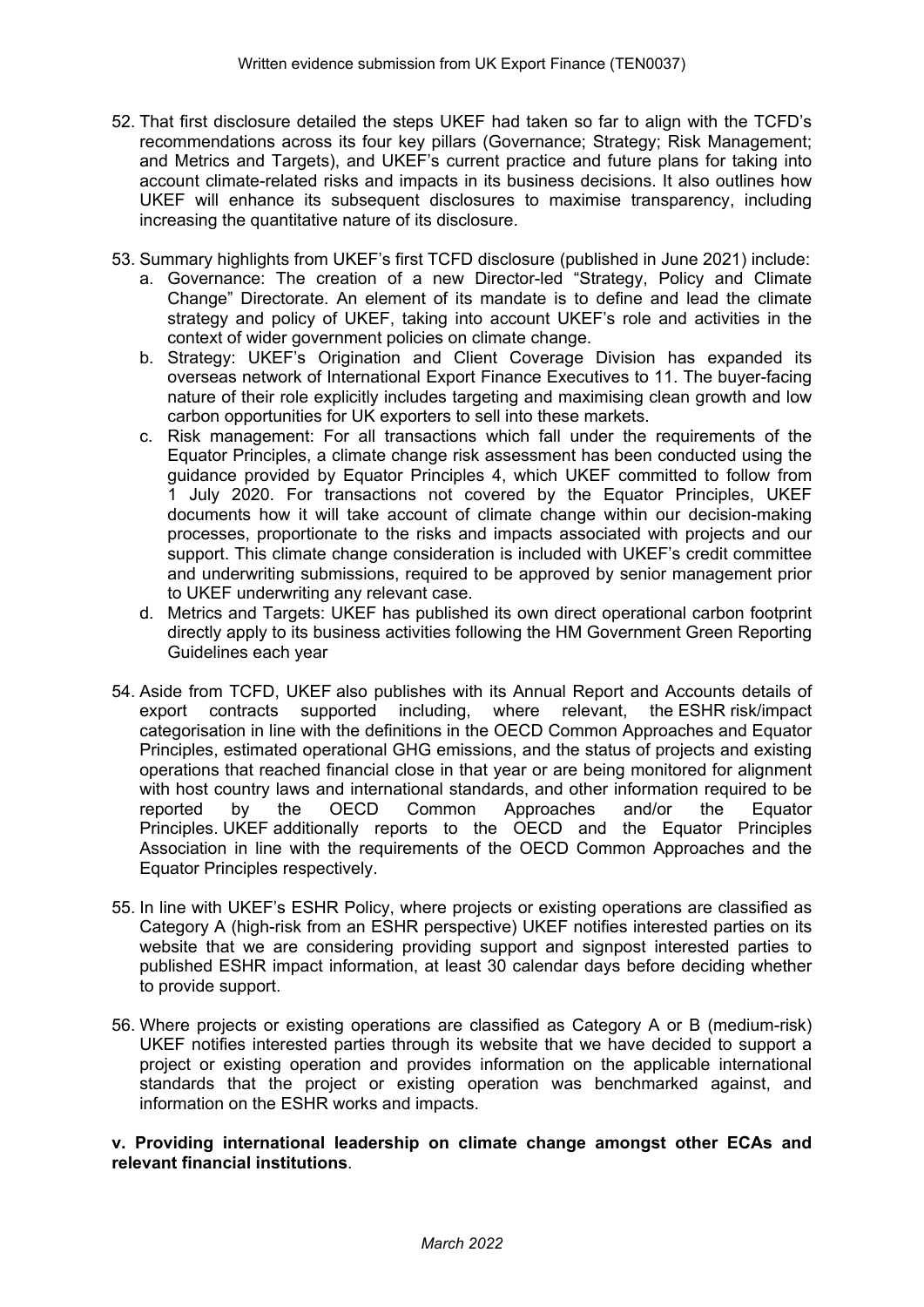52. That first disclosure detailed the steps UKEF had taken so far to align with the TCFD's recommendations across its four key pillars (Governance; Strategy; Risk Management; and Metrics and Targets), and UKEF's current practice and future plans for taking into account climate-related risks and impacts in its business decisions. It also outlines how UKEF will enhance its subsequent disclosures to maximise transparency, including increasing the quantitative nature of its disclosure.

53. Summary highlights from UKEF's first TCFD disclosure (published in June 2021) include:
    a. Governance: The creation of a new Director-led "Strategy, Policy and Climate Change" Directorate. An element of its mandate is to define and lead the climate strategy and policy of UKEF, taking into account UKEF's role and activities in the context of wider government policies on climate change.
    b. Strategy: UKEF's Origination and Client Coverage Division has expanded its overseas network of International Export Finance Executives to 11. The buyer-facing nature of their role explicitly includes targeting and maximising clean growth and low carbon opportunities for UK exporters to sell into these markets.
    c. Risk management: For all transactions which fall under the requirements of the Equator Principles, a climate change risk assessment has been conducted using the guidance provided by Equator Principles 4, which UKEF committed to follow from 1 July 2020. For transactions not covered by the Equator Principles, UKEF documents how it will take account of climate change within our decision-making processes, proportionate to the risks and impacts associated with projects and our support. This climate change consideration is included with UKEF's credit committee and underwriting submissions, required to be approved by senior management prior to UKEF underwriting any relevant case.
    d. Metrics and Targets: UKEF has published its own direct operational carbon footprint directly apply to its business activities following the HM Government Green Reporting Guidelines each year

54. Aside from TCFD, UKEF also publishes with its Annual Report and Accounts details of export contracts supported including, where relevant, the ESHR risk/impact categorisation in line with the definitions in the OECD Common Approaches and Equator Principles, estimated operational GHG emissions, and the status of projects and existing operations that reached financial close in that year or are being monitored for alignment with host country laws and international standards, and other information required to be reported by the OECD Common Approaches and/or the Equator Principles. UKEF additionally reports to the OECD and the Equator Principles Association in line with the requirements of the OECD Common Approaches and the Equator Principles respectively.

55. In line with UKEF's ESHR Policy, where projects or existing operations are classified as Category A (high-risk from an ESHR perspective) UKEF notifies interested parties on its website that we are considering providing support and signpost interested parties to published ESHR impact information, at least 30 calendar days before deciding whether to provide support.

56. Where projects or existing operations are classified as Category A or B (medium-risk) UKEF notifies interested parties through its website that we have decided to support a project or existing operation and provides information on the applicable international standards that the project or existing operation was benchmarked against, and information on the ESHR works and impacts.

**v. Providing international leadership on climate change amongst other ECAs and relevant financial institutions**.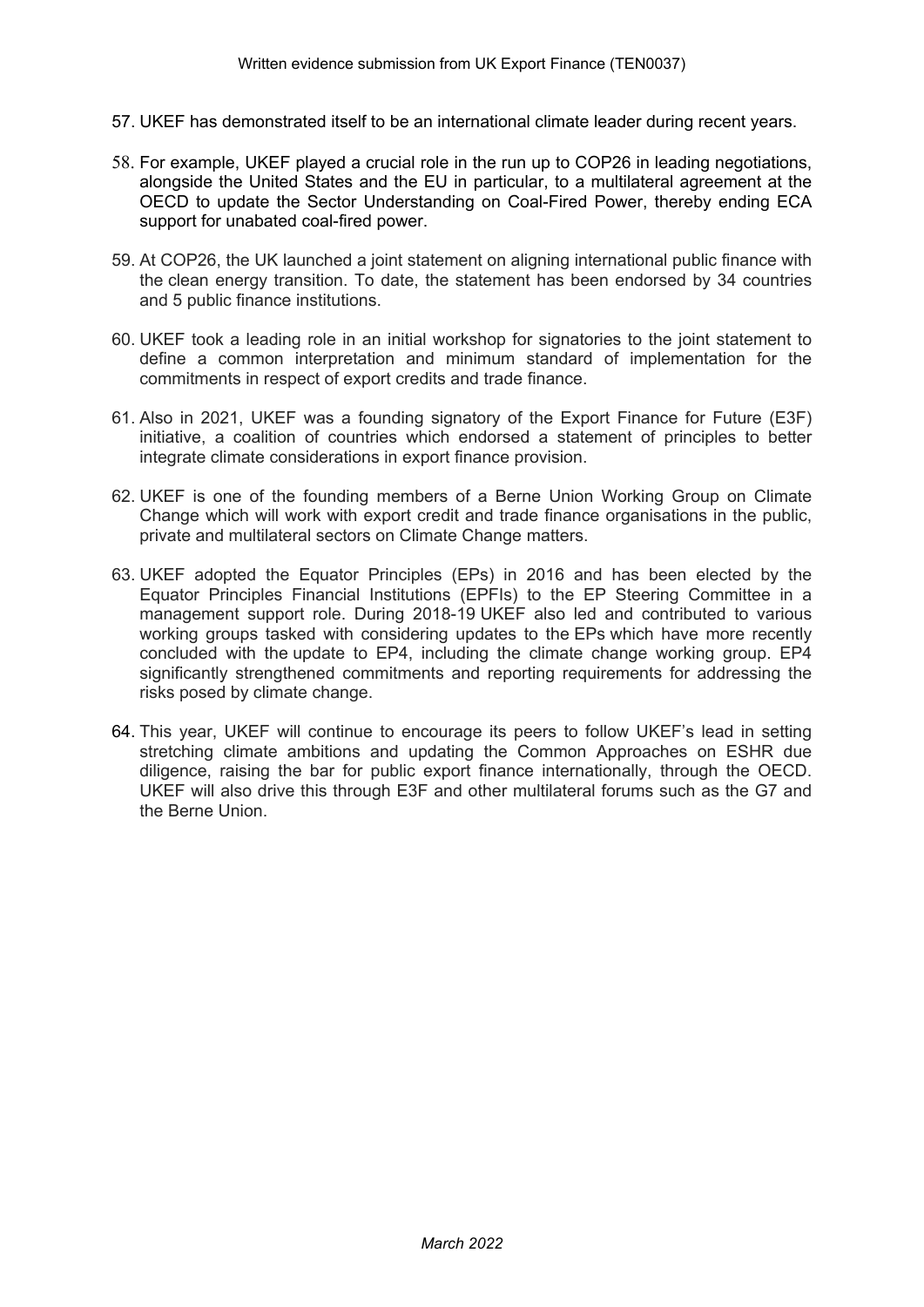57. UKEF has demonstrated itself to be an international climate leader during recent years.

58. For example, UKEF played a crucial role in the run up to COP26 in leading negotiations, alongside the United States and the EU in particular, to a multilateral agreement at the OECD to update the Sector Understanding on Coal-Fired Power, thereby ending ECA support for unabated coal-fired power.

59. At COP26, the UK launched a joint statement on aligning international public finance with the clean energy transition. To date, the statement has been endorsed by 34 countries and 5 public finance institutions.

60. UKEF took a leading role in an initial workshop for signatories to the joint statement to define a common interpretation and minimum standard of implementation for the commitments in respect of export credits and trade finance.

61. Also in 2021, UKEF was a founding signatory of the Export Finance for Future (E3F) initiative, a coalition of countries which endorsed a statement of principles to better integrate climate considerations in export finance provision.

62. UKEF is one of the founding members of a Berne Union Working Group on Climate Change which will work with export credit and trade finance organisations in the public, private and multilateral sectors on Climate Change matters.

63. UKEF adopted the Equator Principles (EPs) in 2016 and has been elected by the Equator Principles Financial Institutions (EPFIs) to the EP Steering Committee in a management support role. During 2018-19 UKEF also led and contributed to various working groups tasked with considering updates to the EPs which have more recently concluded with the update to EP4, including the climate change working group. EP4 significantly strengthened commitments and reporting requirements for addressing the risks posed by climate change.

64. This year, UKEF will continue to encourage its peers to follow UKEF's lead in setting stretching climate ambitions and updating the Common Approaches on ESHR due diligence, raising the bar for public export finance internationally, through the OECD. UKEF will also drive this through E3F and other multilateral forums such as the G7 and the Berne Union.

*March 2022*